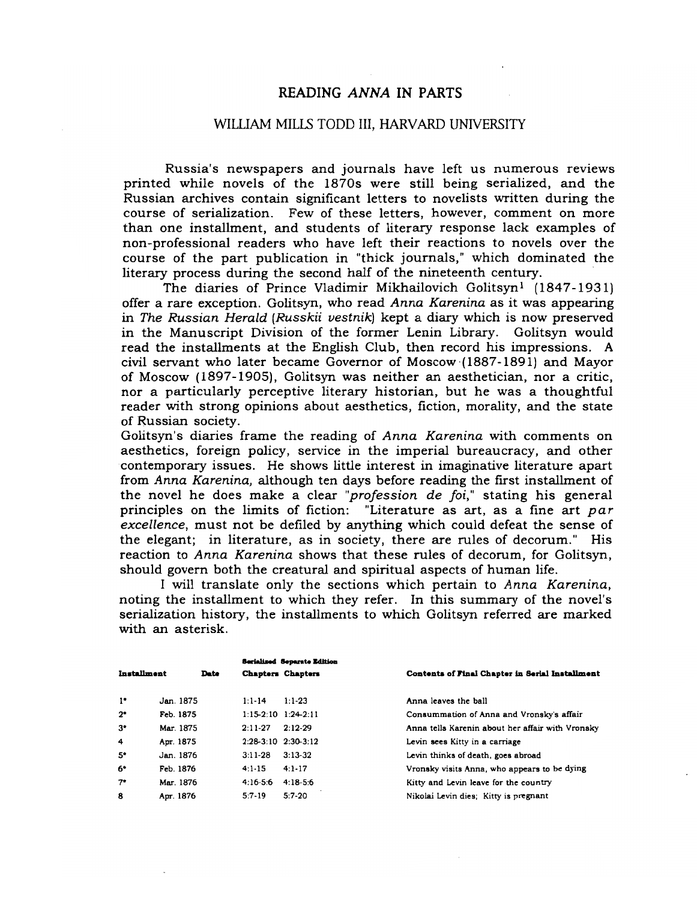# READING *ANNA* IN PARTS

## WILLIAM MILLS TODD III, HARVARD UNIVERSITY

Russia's newspapers and journals have left us numerous reviews printed while novels of the 1870s were still being serialized, and the Russian archives contain significant letters to novelists written during the course of serialization. Few of these letters, however, comment on more than one installment, and students of literary response lack examples of non-professional readers who have left their reactions to novels over the course of the part publication in "thick journals," which dominated the literary process during the second half of the nineteenth century.

The diaries of Prince Vladimir Mikhailovich Golitsyn[1] (1847-1931) offer a rare exception. Golitsyn, who read *Anna Karenina* as it was appearing in *The Russian Herald* (*Russkii vestnik*) kept a diary which is now preserved in the Manuscript Division of the former Lenin Library. Golitsyn would read the installments at the English Club, then record his impressions. A civil servant who later became Governor of Moscow (1887-1891) and Mayor of Moscow (1897-1905), Golitsyn was neither an aesthetician, nor a critic, nor a particularly perceptive literary historian, but he was a thoughtful reader with strong opinions about aesthetics, fiction, morality, and the state of Russian society.

Golitsyn's diaries frame the reading of *Anna Karenina* with comments on aesthetics, foreign policy, service in the imperial bureaucracy, and other contemporary issues. He shows little interest in imaginative literature apart from *Anna Karenina,* although ten days before reading the first installment of the novel he does make a clear "*profession de foi*," stating his general principles on the limits of fiction: "Literature as art, as a fine art *par excellence*, must not be defiled by anything which could defeat the sense of the elegant; in literature, as in society, there are rules of decorum." His reaction to *Anna Karenina* shows that these rules of decorum, for Golitsyn, should govern both the creatural and spiritual aspects of human life.

I will translate only the sections which pertain to *Anna Karenina*, noting the installment to which they refer. In this summary of the novel's serialization history, the installments to which Golitsyn referred are marked with an asterisk.

| Installment | Date | Serialized Chapters | Separate Edition Chapters | Contents of Final Chapter in Serial Installment |
|---|---|---|---|---|
| 1* | Jan. 1875 | 1:1-14 | 1:1-23 | Anna leaves the ball |
| 2* | Feb. 1875 | 1:15-2:10 | 1:24-2:11 | Consummation of Anna and Vronsky's affair |
| 3* | Mar. 1875 | 2:11-27 | 2:12-29 | Anna tells Karenin about her affair with Vronsky |
| 4 | Apr. 1875 | 2:28-3:10 | 2:30-3:12 | Levin sees Kitty in a carriage |
| 5* | Jan. 1876 | 3:11-28 | 3:13-32 | Levin thinks of death, goes abroad |
| 6* | Feb. 1876 | 4:1-15 | 4:1-17 | Vronsky visits Anna, who appears to be dying |
| 7* | Mar. 1876 | 4:16-5:6 | 4:18-5:6 | Kitty and Levin leave for the country |
| 8 | Apr. 1876 | 5:7-19 | 5:7-20 | Nikolai Levin dies; Kitty is pregnant |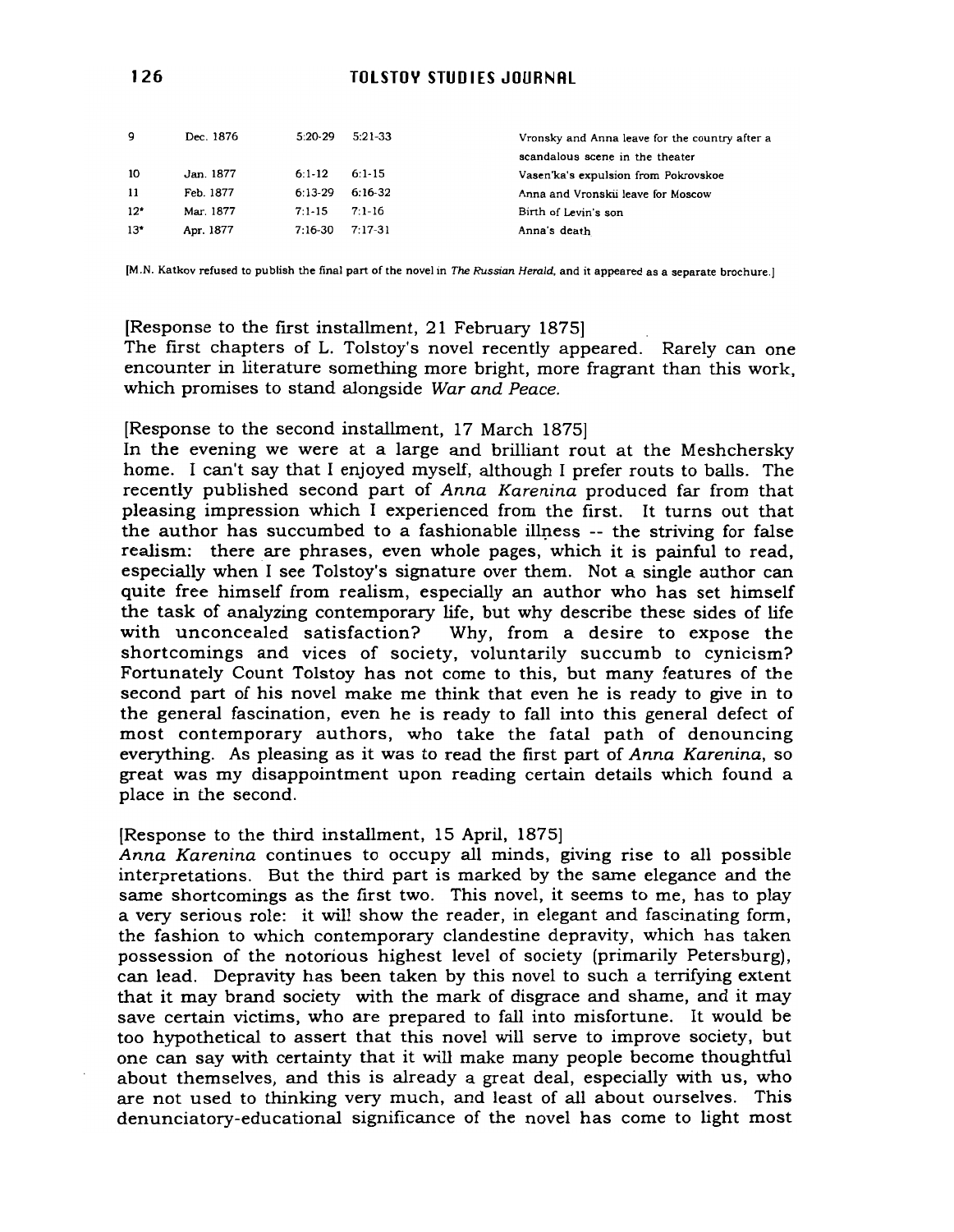| | | | | |
|---|---|---|---|---|
| 9 | Dec. 1876 | 5:20-29 | 5:21-33 | Vronsky and Anna leave for the country after a scandalous scene in the theater |
| 10 | Jan. 1877 | 6:1-12 | 6:1-15 | Vasen'ka's expulsion from Pokrovskoe |
| 11 | Feb. 1877 | 6:13-29 | 6:16-32 | Anna and Vronskii leave for Moscow |
| 12* | Mar. 1877 | 7:1-15 | 7:1-16 | Birth of Levin's son |
| 13* | Apr. 1877 | 7:16-30 | 7:17-31 | Anna's death |

[M.N. Katkov refused to publish the final part of the novel in *The Russian Herald*, and it appeared as a separate brochure.]

[Response to the first installment, 21 February 1875]
The first chapters of L. Tolstoy's novel recently appeared. Rarely can one encounter in literature something more bright, more fragrant than this work, which promises to stand alongside *War and Peace.*

[Response to the second installment, 17 March 1875]
In the evening we were at a large and brilliant rout at the Meshchersky home. I can't say that I enjoyed myself, although I prefer routs to balls. The recently published second part of *Anna Karenina* produced far from that pleasing impression which I experienced from the first. It turns out that the author has succumbed to a fashionable illness -- the striving for false realism: there are phrases, even whole pages, which it is painful to read, especially when I see Tolstoy's signature over them. Not a single author can quite free himself from realism, especially an author who has set himself the task of analyzing contemporary life, but why describe these sides of life with unconcealed satisfaction? Why, from a desire to expose the shortcomings and vices of society, voluntarily succumb to cynicism? Fortunately Count Tolstoy has not come to this, but many features of the second part of his novel make me think that even he is ready to give in to the general fascination, even he is ready to fall into this general defect of most contemporary authors, who take the fatal path of denouncing everything. As pleasing as it was to read the first part of *Anna Karenina*, so great was my disappointment upon reading certain details which found a place in the second.

[Response to the third installment, 15 April, 1875]
*Anna Karenina* continues to occupy all minds, giving rise to all possible interpretations. But the third part is marked by the same elegance and the same shortcomings as the first two. This novel, it seems to me, has to play a very serious role: it will show the reader, in elegant and fascinating form, the fashion to which contemporary clandestine depravity, which has taken possession of the notorious highest level of society (primarily Petersburg), can lead. Depravity has been taken by this novel to such a terrifying extent that it may brand society with the mark of disgrace and shame, and it may save certain victims, who are prepared to fall into misfortune. It would be too hypothetical to assert that this novel will serve to improve society, but one can say with certainty that it will make many people become thoughtful about themselves, and this is already a great deal, especially with us, who are not used to thinking very much, and least of all about ourselves. This denunciatory-educational significance of the novel has come to light most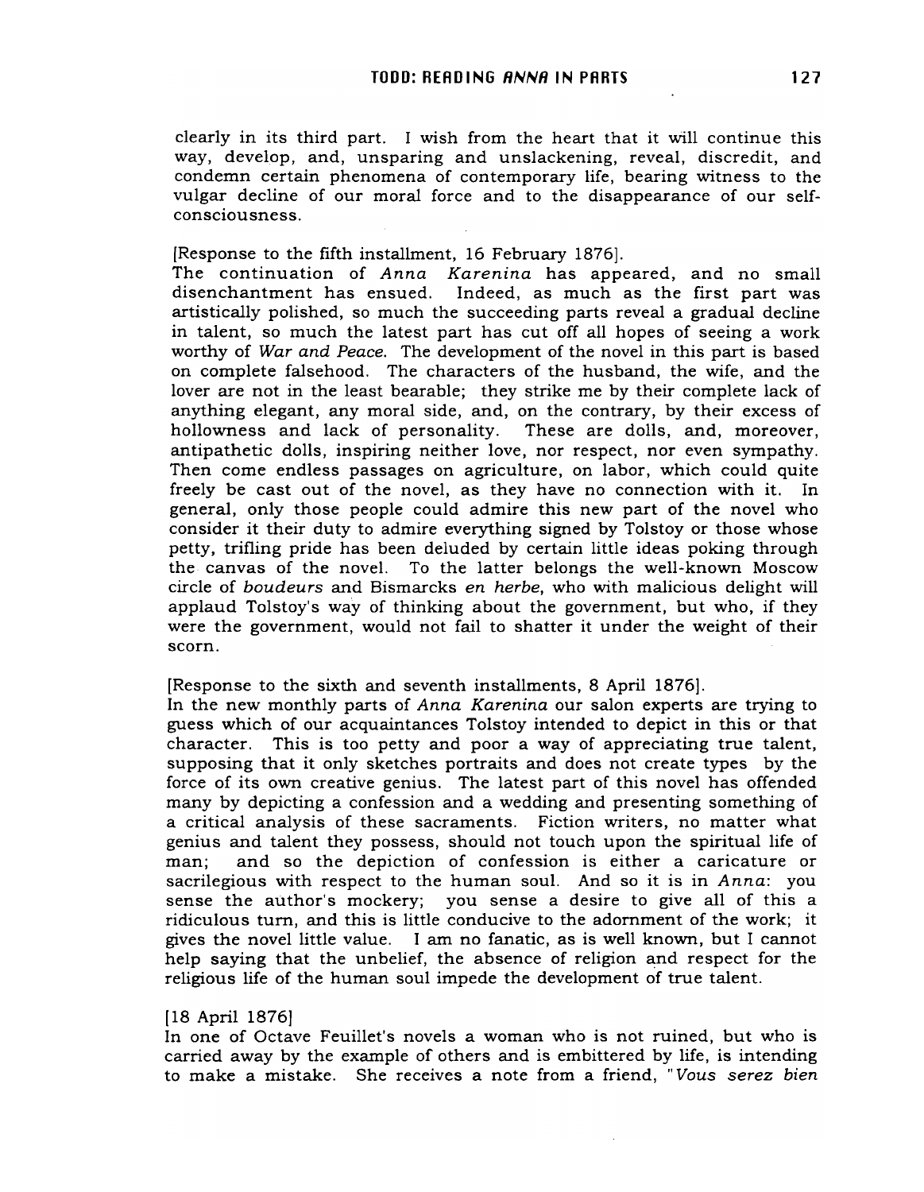clearly in its third part. I wish from the heart that it will continue this way, develop, and, unsparing and unslackening, reveal, discredit, and condemn certain phenomena of contemporary life, bearing witness to the vulgar decline of our moral force and to the disappearance of our self-consciousness.

[Response to the fifth installment, 16 February 1876].
The continuation of *Anna Karenina* has appeared, and no small disenchantment has ensued. Indeed, as much as the first part was artistically polished, so much the succeeding parts reveal a gradual decline in talent, so much the latest part has cut off all hopes of seeing a work worthy of *War and Peace*. The development of the novel in this part is based on complete falsehood. The characters of the husband, the wife, and the lover are not in the least bearable; they strike me by their complete lack of anything elegant, any moral side, and, on the contrary, by their excess of hollowness and lack of personality. These are dolls, and, moreover, antipathetic dolls, inspiring neither love, nor respect, nor even sympathy. Then come endless passages on agriculture, on labor, which could quite freely be cast out of the novel, as they have no connection with it. In general, only those people could admire this new part of the novel who consider it their duty to admire everything signed by Tolstoy or those whose petty, trifling pride has been deluded by certain little ideas poking through the canvas of the novel. To the latter belongs the well-known Moscow circle of *boudeurs* and Bismarcks *en herbe*, who with malicious delight will applaud Tolstoy's way of thinking about the government, but who, if they were the government, would not fail to shatter it under the weight of their scorn.

[Response to the sixth and seventh installments, 8 April 1876].
In the new monthly parts of *Anna Karenina* our salon experts are trying to guess which of our acquaintances Tolstoy intended to depict in this or that character. This is too petty and poor a way of appreciating true talent, supposing that it only sketches portraits and does not create types by the force of its own creative genius. The latest part of this novel has offended many by depicting a confession and a wedding and presenting something of a critical analysis of these sacraments. Fiction writers, no matter what genius and talent they possess, should not touch upon the spiritual life of man; and so the depiction of confession is either a caricature or sacrilegious with respect to the human soul. And so it is in *Anna*: you sense the author's mockery; you sense a desire to give all of this a ridiculous turn, and this is little conducive to the adornment of the work; it gives the novel little value. I am no fanatic, as is well known, but I cannot help saying that the unbelief, the absence of religion and respect for the religious life of the human soul impede the development of true talent.

[18 April 1876]
In one of Octave Feuillet's novels a woman who is not ruined, but who is carried away by the example of others and is embittered by life, is intending to make a mistake. She receives a note from a friend, "*Vous serez bien*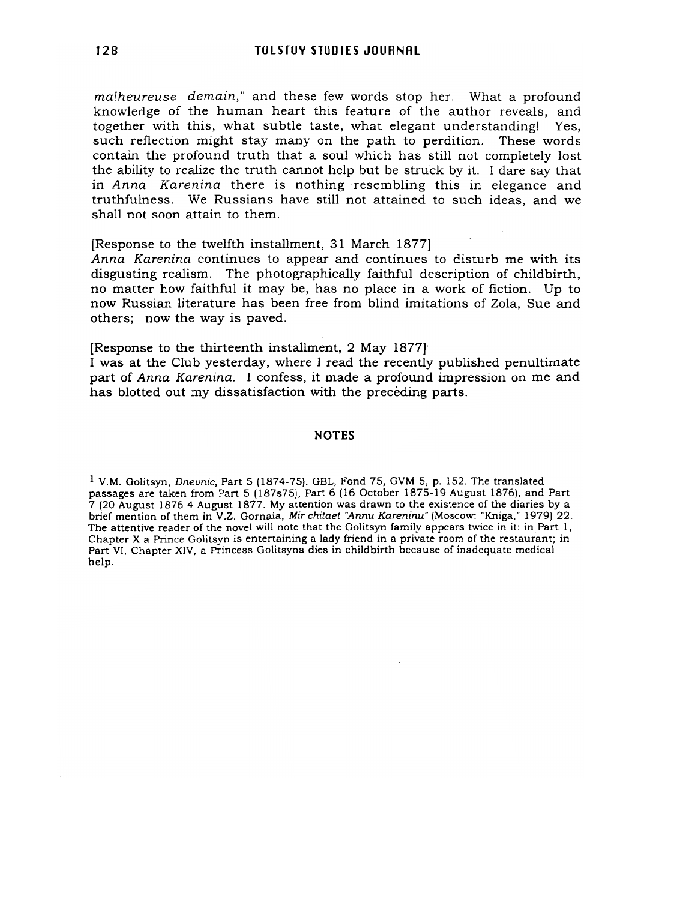*malheureuse demain,*" and these few words stop her. What a profound knowledge of the human heart this feature of the author reveals, and together with this, what subtle taste, what elegant understanding! Yes, such reflection might stay many on the path to perdition. These words contain the profound truth that a soul which has still not completely lost the ability to realize the truth cannot help but be struck by it. I dare say that in *Anna Karenina* there is nothing resembling this in elegance and truthfulness. We Russians have still not attained to such ideas, and we shall not soon attain to them.

[Response to the twelfth installment, 31 March 1877]
*Anna Karenina* continues to appear and continues to disturb me with its disgusting realism. The photographically faithful description of childbirth, no matter how faithful it may be, has no place in a work of fiction. Up to now Russian literature has been free from blind imitations of Zola, Sue and others; now the way is paved.

[Response to the thirteenth installment, 2 May 1877]
I was at the Club yesterday, where I read the recently published penultimate part of *Anna Karenina*. I confess, it made a profound impression on me and has blotted out my dissatisfaction with the preceding parts.

## NOTES

[1] V.M. Golitsyn, *Dnevnic*, Part 5 (1874-75). GBL, Fond 75, GVM 5, p. 152. The translated passages are taken from Part 5 (187s75), Part 6 (16 October 1875-19 August 1876), and Part 7 (20 August 1876 4 August 1877. My attention was drawn to the existence of the diaries by a brief mention of them in V.Z. Gornaia, *Mir chitaet "Annu Kareninu"* (Moscow: "Kniga," 1979) 22. The attentive reader of the novel will note that the Golitsyn family appears twice in it: in Part 1, Chapter X a Prince Golitsyn is entertaining a lady friend in a private room of the restaurant; in Part VI, Chapter XIV, a Princess Golitsyna dies in childbirth because of inadequate medical help.